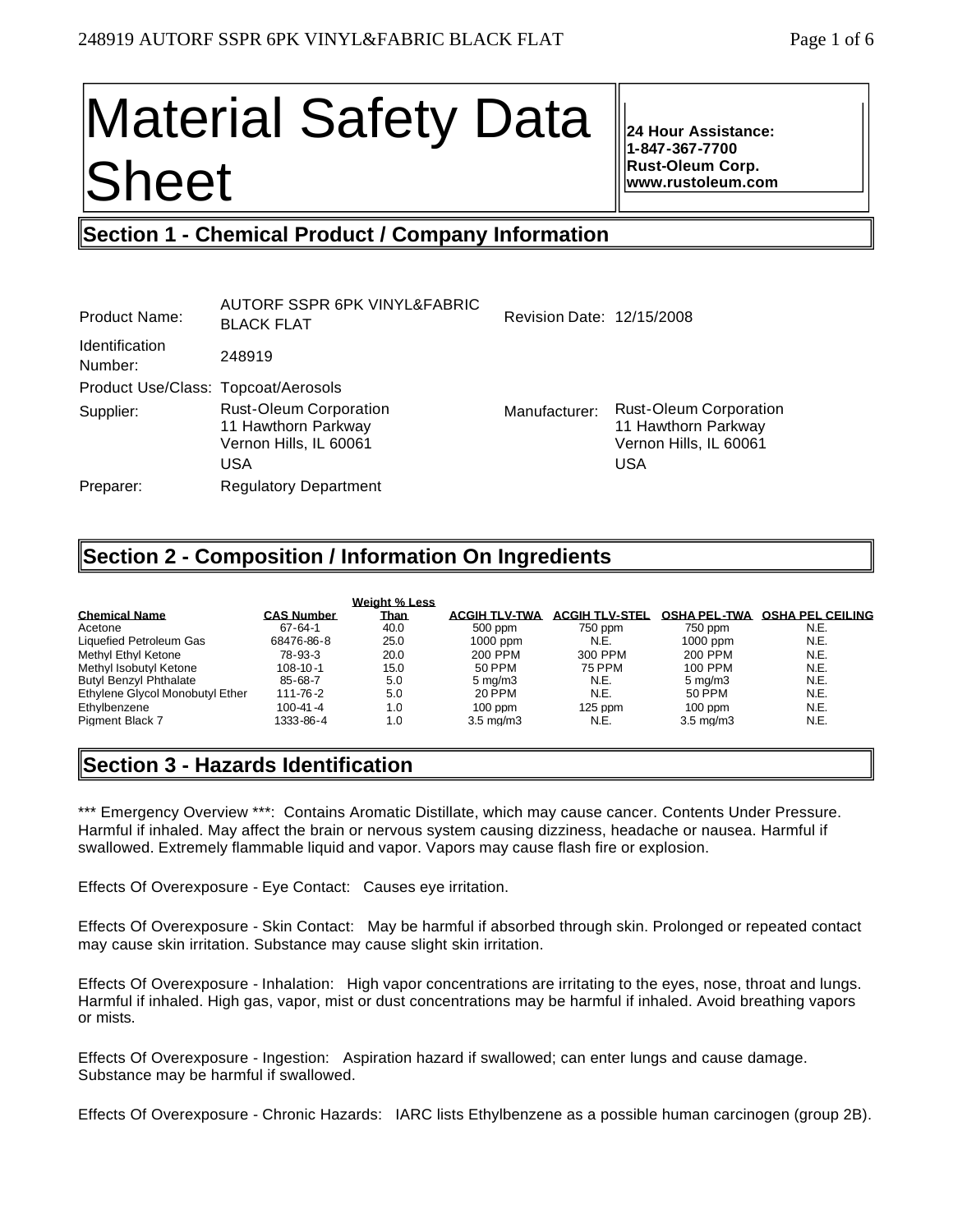# Material Safety Data Sheet

**24 Hour Assistance:**
**1-847-367-7700**
**Rust-Oleum Corp.**
**www.rustoleum.com**

## Section 1 - Chemical Product / Company Information

| | | | |
|---|---|---|---|
| Product Name: | AUTORF SSPR 6PK VINYL&FABRIC BLACK FLAT | Revision Date: | 12/15/2008 |
| Identification Number: | 248919 | | |
| Product Use/Class: | Topcoat/Aerosols | | |
| Supplier: | Rust-Oleum Corporation<br>11 Hawthorn Parkway<br>Vernon Hills, IL 60061<br>USA | Manufacturer: | Rust-Oleum Corporation<br>11 Hawthorn Parkway<br>Vernon Hills, IL 60061<br>USA |
| Preparer: | Regulatory Department | | |

## Section 2 - Composition / Information On Ingredients

| Chemical Name | CAS Number | Weight % Less Than | ACGIH TLV-TWA | ACGIH TLV-STEL | OSHA PEL-TWA | OSHA PEL CEILING |
|---|---|---|---|---|---|---|
| Acetone | 67-64-1 | 40.0 | 500 ppm | 750 ppm | 750 ppm | N.E. |
| Liquefied Petroleum Gas | 68476-86-8 | 25.0 | 1000 ppm | N.E. | 1000 ppm | N.E. |
| Methyl Ethyl Ketone | 78-93-3 | 20.0 | 200 PPM | 300 PPM | 200 PPM | N.E. |
| Methyl Isobutyl Ketone | 108-10-1 | 15.0 | 50 PPM | 75 PPM | 100 PPM | N.E. |
| Butyl Benzyl Phthalate | 85-68-7 | 5.0 | 5 mg/m3 | N.E. | 5 mg/m3 | N.E. |
| Ethylene Glycol Monobutyl Ether | 111-76-2 | 5.0 | 20 PPM | N.E. | 50 PPM | N.E. |
| Ethylbenzene | 100-41-4 | 1.0 | 100 ppm | 125 ppm | 100 ppm | N.E. |
| Pigment Black 7 | 1333-86-4 | 1.0 | 3.5 mg/m3 | N.E. | 3.5 mg/m3 | N.E. |

## Section 3 - Hazards Identification

*** Emergency Overview ***: Contains Aromatic Distillate, which may cause cancer. Contents Under Pressure. Harmful if inhaled. May affect the brain or nervous system causing dizziness, headache or nausea. Harmful if swallowed. Extremely flammable liquid and vapor. Vapors may cause flash fire or explosion.

Effects Of Overexposure - Eye Contact: Causes eye irritation.

Effects Of Overexposure - Skin Contact: May be harmful if absorbed through skin. Prolonged or repeated contact may cause skin irritation. Substance may cause slight skin irritation.

Effects Of Overexposure - Inhalation: High vapor concentrations are irritating to the eyes, nose, throat and lungs. Harmful if inhaled. High gas, vapor, mist or dust concentrations may be harmful if inhaled. Avoid breathing vapors or mists.

Effects Of Overexposure - Ingestion: Aspiration hazard if swallowed; can enter lungs and cause damage. Substance may be harmful if swallowed.

Effects Of Overexposure - Chronic Hazards: IARC lists Ethylbenzene as a possible human carcinogen (group 2B).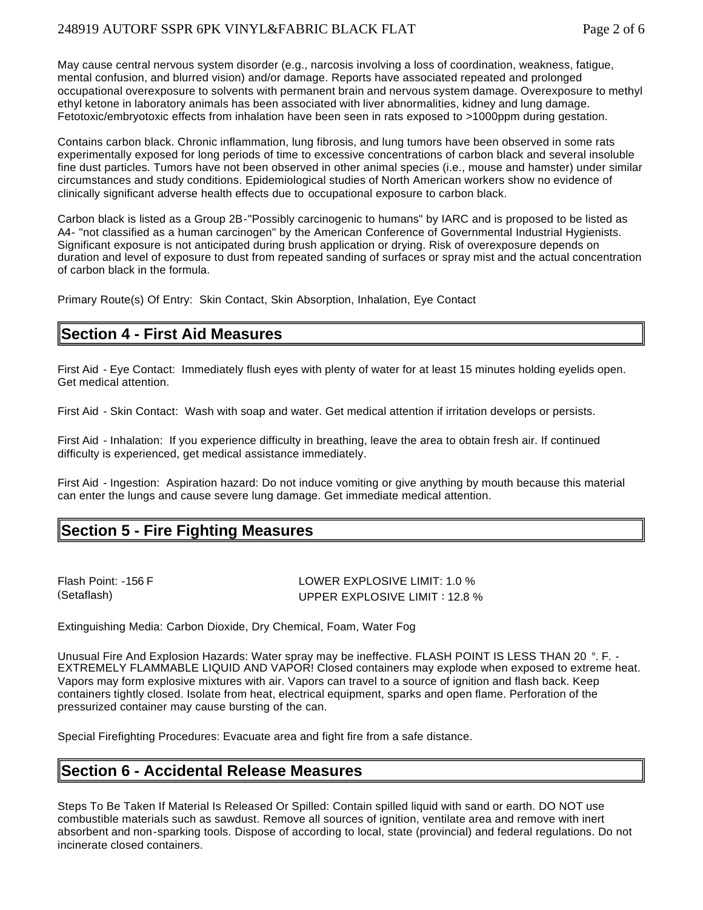May cause central nervous system disorder (e.g., narcosis involving a loss of coordination, weakness, fatigue, mental confusion, and blurred vision) and/or damage. Reports have associated repeated and prolonged occupational overexposure to solvents with permanent brain and nervous system damage. Overexposure to methyl ethyl ketone in laboratory animals has been associated with liver abnormalities, kidney and lung damage. Fetotoxic/embryotoxic effects from inhalation have been seen in rats exposed to >1000ppm during gestation.

Contains carbon black. Chronic inflammation, lung fibrosis, and lung tumors have been observed in some rats experimentally exposed for long periods of time to excessive concentrations of carbon black and several insoluble fine dust particles. Tumors have not been observed in other animal species (i.e., mouse and hamster) under similar circumstances and study conditions. Epidemiological studies of North American workers show no evidence of clinically significant adverse health effects due to occupational exposure to carbon black.

Carbon black is listed as a Group 2B-"Possibly carcinogenic to humans" by IARC and is proposed to be listed as A4- "not classified as a human carcinogen" by the American Conference of Governmental Industrial Hygienists. Significant exposure is not anticipated during brush application or drying. Risk of overexposure depends on duration and level of exposure to dust from repeated sanding of surfaces or spray mist and the actual concentration of carbon black in the formula.

Primary Route(s) Of Entry: Skin Contact, Skin Absorption, Inhalation, Eye Contact

## Section 4 - First Aid Measures

First Aid - Eye Contact: Immediately flush eyes with plenty of water for at least 15 minutes holding eyelids open. Get medical attention.

First Aid - Skin Contact: Wash with soap and water. Get medical attention if irritation develops or persists.

First Aid - Inhalation: If you experience difficulty in breathing, leave the area to obtain fresh air. If continued difficulty is experienced, get medical assistance immediately.

First Aid - Ingestion: Aspiration hazard: Do not induce vomiting or give anything by mouth because this material can enter the lungs and cause severe lung damage. Get immediate medical attention.

## Section 5 - Fire Fighting Measures

Flash Point: -156 F (Setaflash)

LOWER EXPLOSIVE LIMIT: 1.0 %
UPPER EXPLOSIVE LIMIT : 12.8 %

Extinguishing Media: Carbon Dioxide, Dry Chemical, Foam, Water Fog

Unusual Fire And Explosion Hazards: Water spray may be ineffective. FLASH POINT IS LESS THAN 20 °. F. - EXTREMELY FLAMMABLE LIQUID AND VAPOR! Closed containers may explode when exposed to extreme heat. Vapors may form explosive mixtures with air. Vapors can travel to a source of ignition and flash back. Keep containers tightly closed. Isolate from heat, electrical equipment, sparks and open flame. Perforation of the pressurized container may cause bursting of the can.

Special Firefighting Procedures: Evacuate area and fight fire from a safe distance.

## Section 6 - Accidental Release Measures

Steps To Be Taken If Material Is Released Or Spilled: Contain spilled liquid with sand or earth. DO NOT use combustible materials such as sawdust. Remove all sources of ignition, ventilate area and remove with inert absorbent and non-sparking tools. Dispose of according to local, state (provincial) and federal regulations. Do not incinerate closed containers.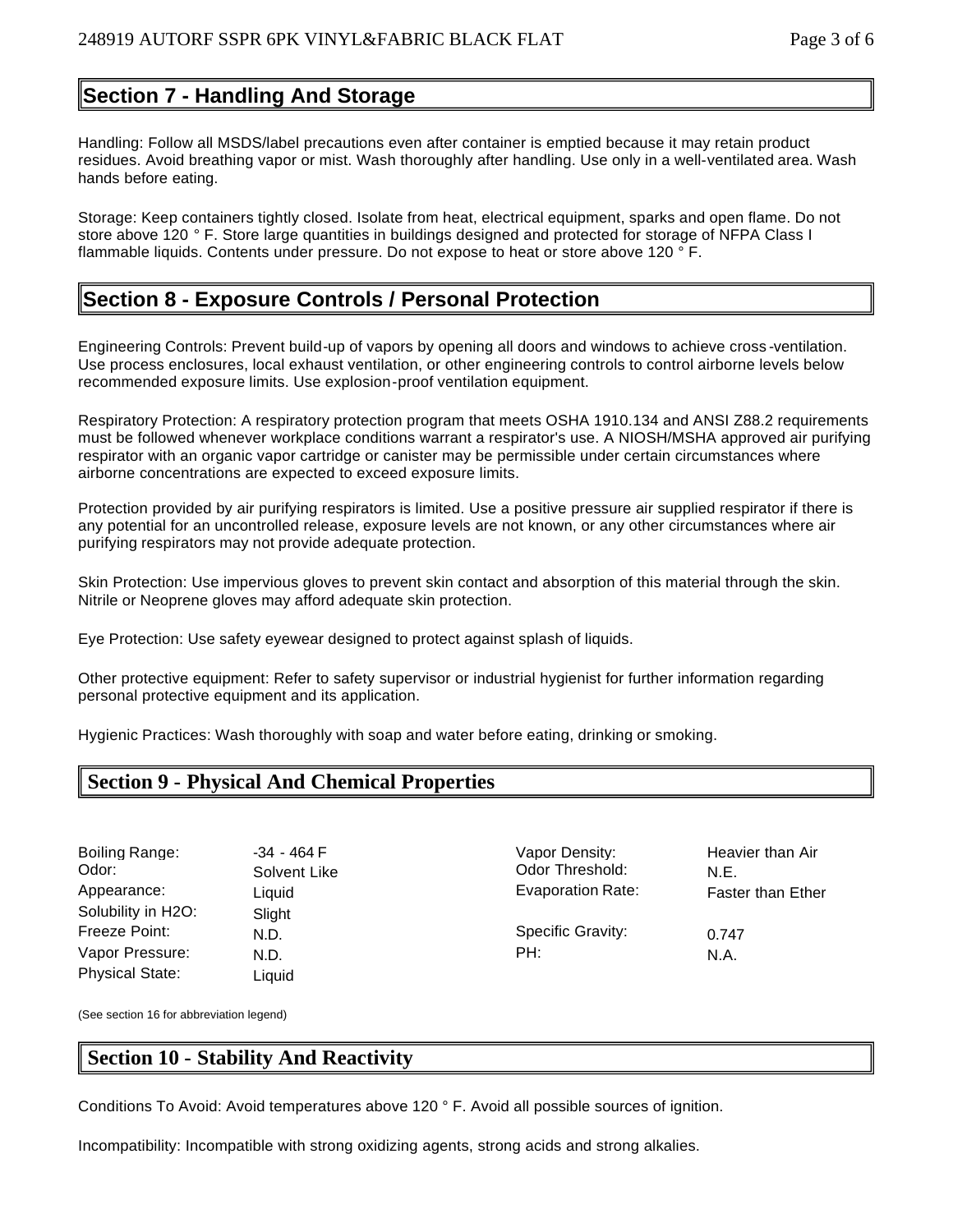## Section 7 - Handling And Storage

Handling: Follow all MSDS/label precautions even after container is emptied because it may retain product residues. Avoid breathing vapor or mist. Wash thoroughly after handling. Use only in a well-ventilated area. Wash hands before eating.

Storage: Keep containers tightly closed. Isolate from heat, electrical equipment, sparks and open flame. Do not store above 120 ° F. Store large quantities in buildings designed and protected for storage of NFPA Class I flammable liquids. Contents under pressure. Do not expose to heat or store above 120 ° F.

## Section 8 - Exposure Controls / Personal Protection

Engineering Controls: Prevent build-up of vapors by opening all doors and windows to achieve cross-ventilation. Use process enclosures, local exhaust ventilation, or other engineering controls to control airborne levels below recommended exposure limits. Use explosion-proof ventilation equipment.

Respiratory Protection: A respiratory protection program that meets OSHA 1910.134 and ANSI Z88.2 requirements must be followed whenever workplace conditions warrant a respirator's use. A NIOSH/MSHA approved air purifying respirator with an organic vapor cartridge or canister may be permissible under certain circumstances where airborne concentrations are expected to exceed exposure limits.

Protection provided by air purifying respirators is limited. Use a positive pressure air supplied respirator if there is any potential for an uncontrolled release, exposure levels are not known, or any other circumstances where air purifying respirators may not provide adequate protection.

Skin Protection: Use impervious gloves to prevent skin contact and absorption of this material through the skin. Nitrile or Neoprene gloves may afford adequate skin protection.

Eye Protection: Use safety eyewear designed to protect against splash of liquids.

Other protective equipment: Refer to safety supervisor or industrial hygienist for further information regarding personal protective equipment and its application.

Hygienic Practices: Wash thoroughly with soap and water before eating, drinking or smoking.

## Section 9 - Physical And Chemical Properties

| | | | |
|---|---|---|---|
| Boiling Range: | -34 - 464 F | Vapor Density: | Heavier than Air |
| Odor: | Solvent Like | Odor Threshold: | N.E. |
| Appearance: | Liquid | Evaporation Rate: | Faster than Ether |
| Solubility in H2O: | Slight | | |
| Freeze Point: | N.D. | Specific Gravity: | 0.747 |
| Vapor Pressure: | N.D. | PH: | N.A. |
| Physical State: | Liquid | | |

(See section 16 for abbreviation legend)

## Section 10 - Stability And Reactivity

Conditions To Avoid: Avoid temperatures above 120 ° F. Avoid all possible sources of ignition.

Incompatibility: Incompatible with strong oxidizing agents, strong acids and strong alkalies.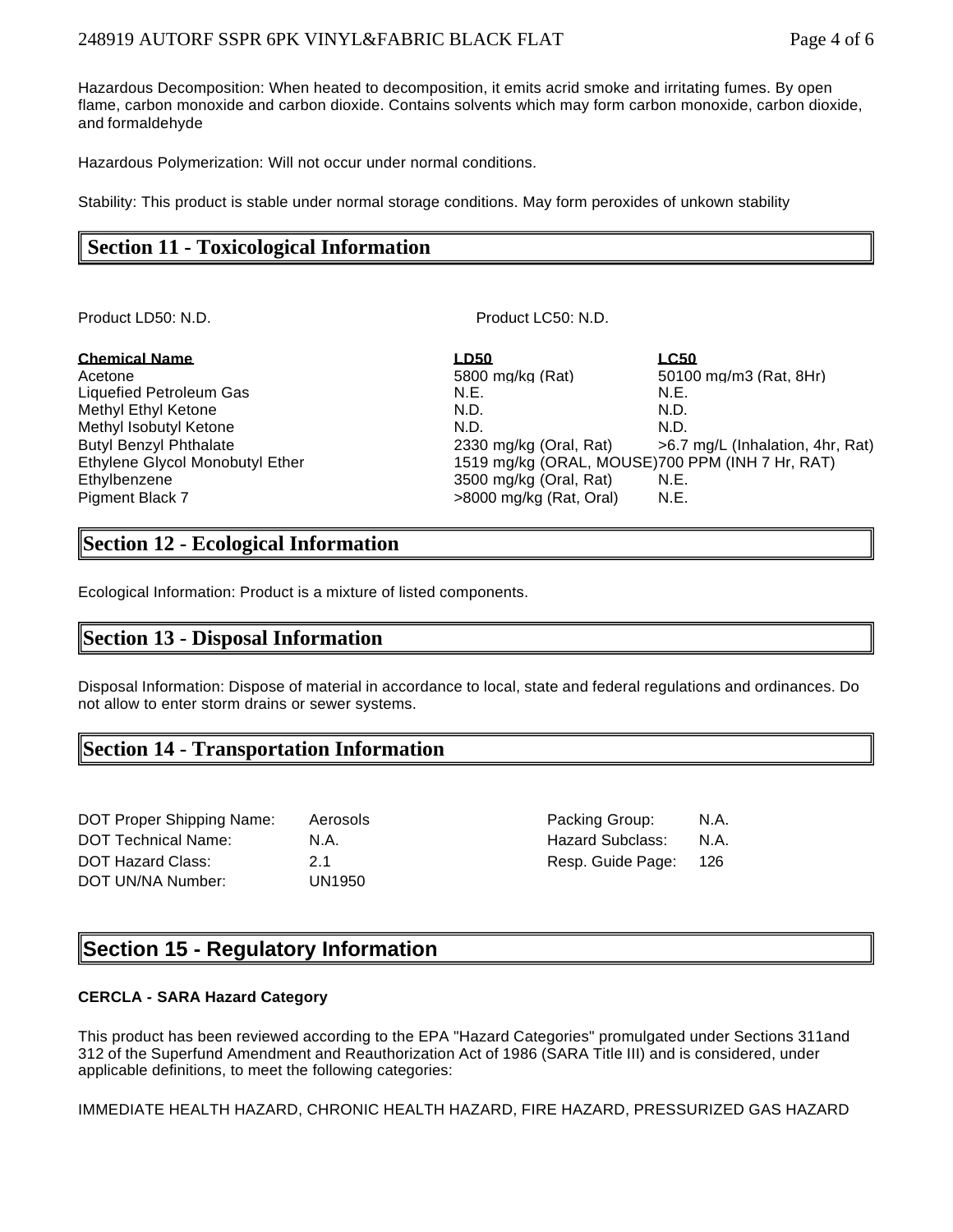Hazardous Decomposition: When heated to decomposition, it emits acrid smoke and irritating fumes. By open flame, carbon monoxide and carbon dioxide. Contains solvents which may form carbon monoxide, carbon dioxide, and formaldehyde

Hazardous Polymerization: Will not occur under normal conditions.

Stability: This product is stable under normal storage conditions. May form peroxides of unkown stability

## Section 11 - Toxicological Information

Product LD50: N.D.

Product LC50: N.D.

| Chemical Name | LD50 | LC50 |
|---|---|---|
| Acetone | 5800 mg/kg (Rat) | 50100 mg/m3 (Rat, 8Hr) |
| Liquefied Petroleum Gas | N.E. | N.E. |
| Methyl Ethyl Ketone | N.D. | N.D. |
| Methyl Isobutyl Ketone | N.D. | N.D. |
| Butyl Benzyl Phthalate | 2330 mg/kg (Oral, Rat) | >6.7 mg/L (Inhalation, 4hr, Rat) |
| Ethylene Glycol Monobutyl Ether | 1519 mg/kg (ORAL, MOUSE) | 700 PPM (INH 7 Hr, RAT) |
| Ethylbenzene | 3500 mg/kg (Oral, Rat) | N.E. |
| Pigment Black 7 | >8000 mg/kg (Rat, Oral) | N.E. |

## Section 12 - Ecological Information

Ecological Information: Product is a mixture of listed components.

## Section 13 - Disposal Information

Disposal Information: Dispose of material in accordance to local, state and federal regulations and ordinances. Do not allow to enter storm drains or sewer systems.

## Section 14 - Transportation Information

| | | | |
|---|---|---|---|
| DOT Proper Shipping Name: | Aerosols | Packing Group: | N.A. |
| DOT Technical Name: | N.A. | Hazard Subclass: | N.A. |
| DOT Hazard Class: | 2.1 | Resp. Guide Page: | 126 |
| DOT UN/NA Number: | UN1950 | | |

## Section 15 - Regulatory Information

**CERCLA - SARA Hazard Category**

This product has been reviewed according to the EPA "Hazard Categories" promulgated under Sections 311and 312 of the Superfund Amendment and Reauthorization Act of 1986 (SARA Title III) and is considered, under applicable definitions, to meet the following categories:

IMMEDIATE HEALTH HAZARD, CHRONIC HEALTH HAZARD, FIRE HAZARD, PRESSURIZED GAS HAZARD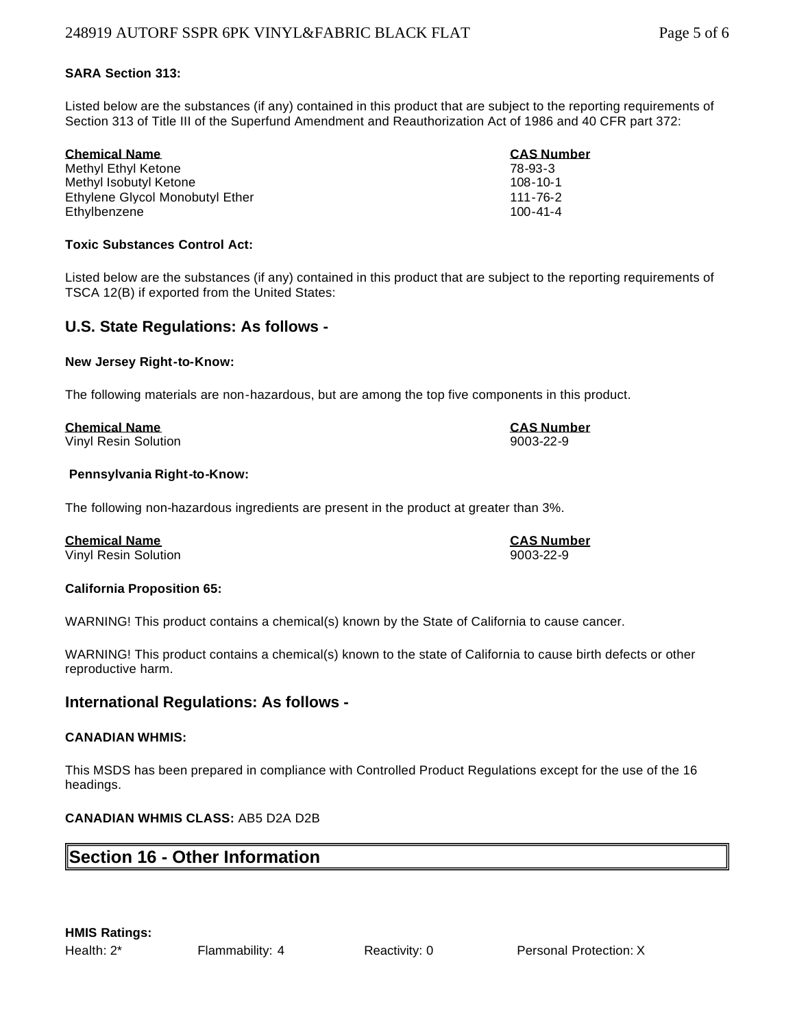**SARA Section 313:**

Listed below are the substances (if any) contained in this product that are subject to the reporting requirements of Section 313 of Title III of the Superfund Amendment and Reauthorization Act of 1986 and 40 CFR part 372:

| Chemical Name | CAS Number |
| --- | --- |
| Methyl Ethyl Ketone | 78-93-3 |
| Methyl Isobutyl Ketone | 108-10-1 |
| Ethylene Glycol Monobutyl Ether | 111-76-2 |
| Ethylbenzene | 100-41-4 |

**Toxic Substances Control Act:**

Listed below are the substances (if any) contained in this product that are subject to the reporting requirements of TSCA 12(B) if exported from the United States:

## U.S. State Regulations: As follows -

**New Jersey Right-to-Know:**

The following materials are non-hazardous, but are among the top five components in this product.

| Chemical Name | CAS Number |
| --- | --- |
| Vinyl Resin Solution | 9003-22-9 |

**Pennsylvania Right-to-Know:**

The following non-hazardous ingredients are present in the product at greater than 3%.

| Chemical Name | CAS Number |
| --- | --- |
| Vinyl Resin Solution | 9003-22-9 |

**California Proposition 65:**

WARNING! This product contains a chemical(s) known by the State of California to cause cancer.

WARNING! This product contains a chemical(s) known to the state of California to cause birth defects or other reproductive harm.

## International Regulations: As follows -

**CANADIAN WHMIS:**

This MSDS has been prepared in compliance with Controlled Product Regulations except for the use of the 16 headings.

**CANADIAN WHMIS CLASS:** AB5 D2A D2B

## Section 16 - Other Information

**HMIS Ratings:**

Health: 2* Flammability: 4 Reactivity: 0 Personal Protection: X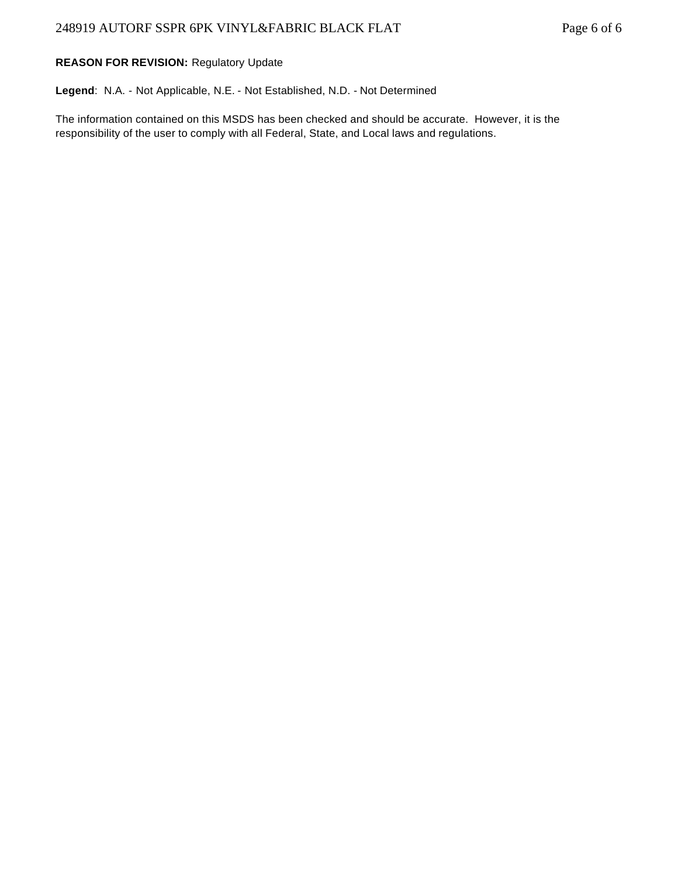**REASON FOR REVISION:** Regulatory Update

**Legend**: N.A. - Not Applicable, N.E. - Not Established, N.D. - Not Determined

The information contained on this MSDS has been checked and should be accurate. However, it is the responsibility of the user to comply with all Federal, State, and Local laws and regulations.